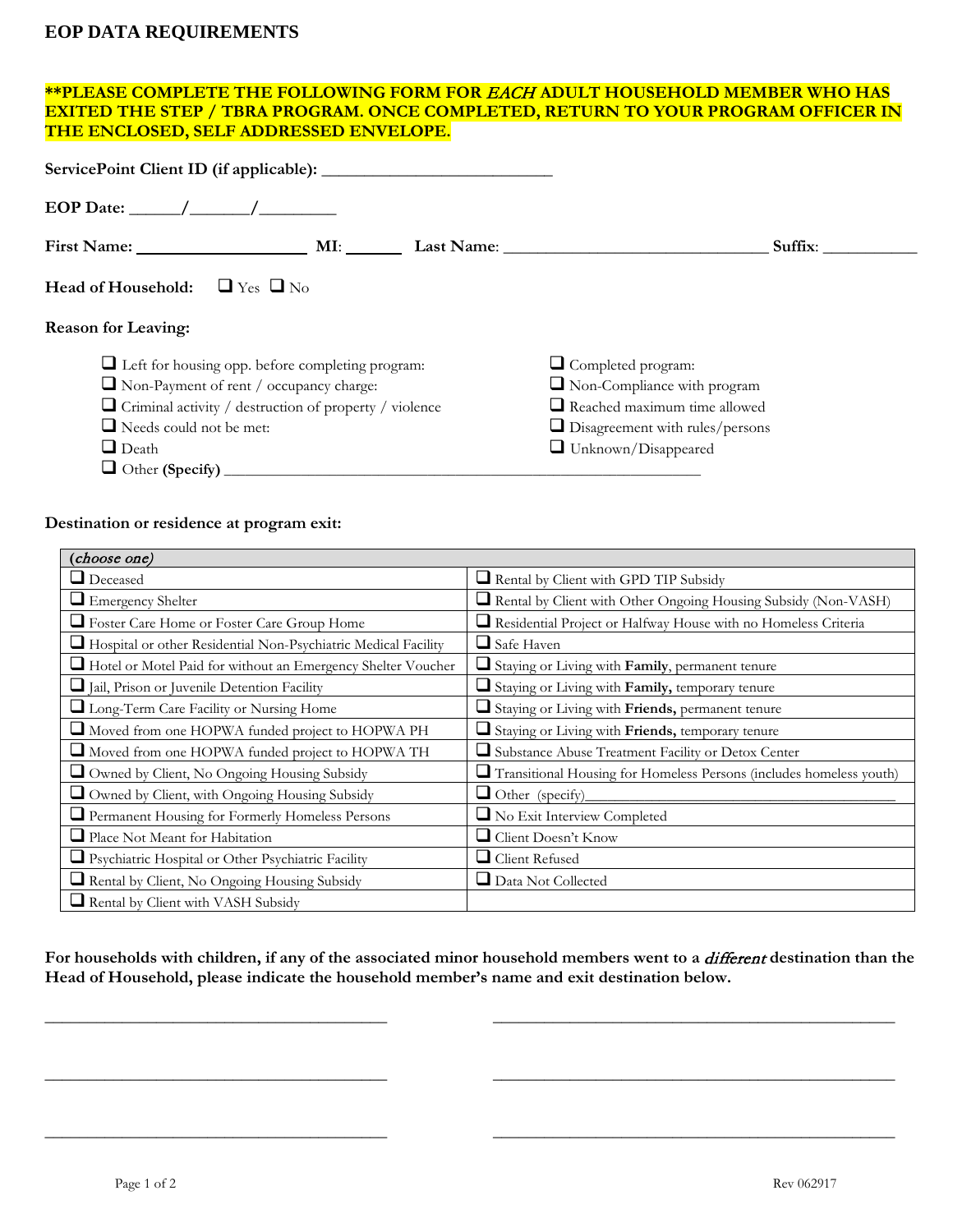# EOP DATA REQUIREMENTS

**\*\*PLEASE COMPLETE THE FOLLOWING FORM FOR *EACH* ADULT HOUSEHOLD MEMBER WHO HAS EXITED THE STEP / TBRA PROGRAM. ONCE COMPLETED, RETURN TO YOUR PROGRAM OFFICER IN THE ENCLOSED, SELF ADDRESSED ENVELOPE.**

**ServicePoint Client ID (if applicable):** ___________________________

**EOP Date:** ______/_______/_________

**First Name:** ____________________ **MI**: _______ **Last Name**: _______________________________ **Suffix**: ___________

**Head of Household:** ☐ Yes ☐ No

**Reason for Leaving:**

- ☐ Left for housing opp. before completing program:
- ☐ Non-Payment of rent / occupancy charge:
- ☐ Criminal activity / destruction of property / violence
- ☐ Needs could not be met:
- ☐ Death
- ☐ Completed program:
- ☐ Non-Compliance with program
- ☐ Reached maximum time allowed
- ☐ Disagreement with rules/persons
- ☐ Unknown/Disappeared
- ☐ Other **(Specify)** ____________________________________________________________

**Destination or residence at program exit:**

| *(choose one)* | |
|---|---|
| ☐ Deceased | ☐ Rental by Client with GPD TIP Subsidy |
| ☐ Emergency Shelter | ☐ Rental by Client with Other Ongoing Housing Subsidy (Non-VASH) |
| ☐ Foster Care Home or Foster Care Group Home | ☐ Residential Project or Halfway House with no Homeless Criteria |
| ☐ Hospital or other Residential Non-Psychiatric Medical Facility | ☐ Safe Haven |
| ☐ Hotel or Motel Paid for without an Emergency Shelter Voucher | ☐ Staying or Living with **Family**, permanent tenure |
| ☐ Jail, Prison or Juvenile Detention Facility | ☐ Staying or Living with **Family,** temporary tenure |
| ☐ Long-Term Care Facility or Nursing Home | ☐ Staying or Living with **Friends,** permanent tenure |
| ☐ Moved from one HOPWA funded project to HOPWA PH | ☐ Staying or Living with **Friends,** temporary tenure |
| ☐ Moved from one HOPWA funded project to HOPWA TH | ☐ Substance Abuse Treatment Facility or Detox Center |
| ☐ Owned by Client, No Ongoing Housing Subsidy | ☐ Transitional Housing for Homeless Persons (includes homeless youth) |
| ☐ Owned by Client, with Ongoing Housing Subsidy | ☐ Other (specify)_________________________________________ |
| ☐ Permanent Housing for Formerly Homeless Persons | ☐ No Exit Interview Completed |
| ☐ Place Not Meant for Habitation | ☐ Client Doesn't Know |
| ☐ Psychiatric Hospital or Other Psychiatric Facility | ☐ Client Refused |
| ☐ Rental by Client, No Ongoing Housing Subsidy | ☐ Data Not Collected |
| ☐ Rental by Client with VASH Subsidy | |

**For households with children, if any of the associated minor household members went to a *different* destination than the Head of Household, please indicate the household member's name and exit destination below.**

_________________________________________ _________________________________________

_________________________________________ _________________________________________

_________________________________________ _________________________________________

Rev 062917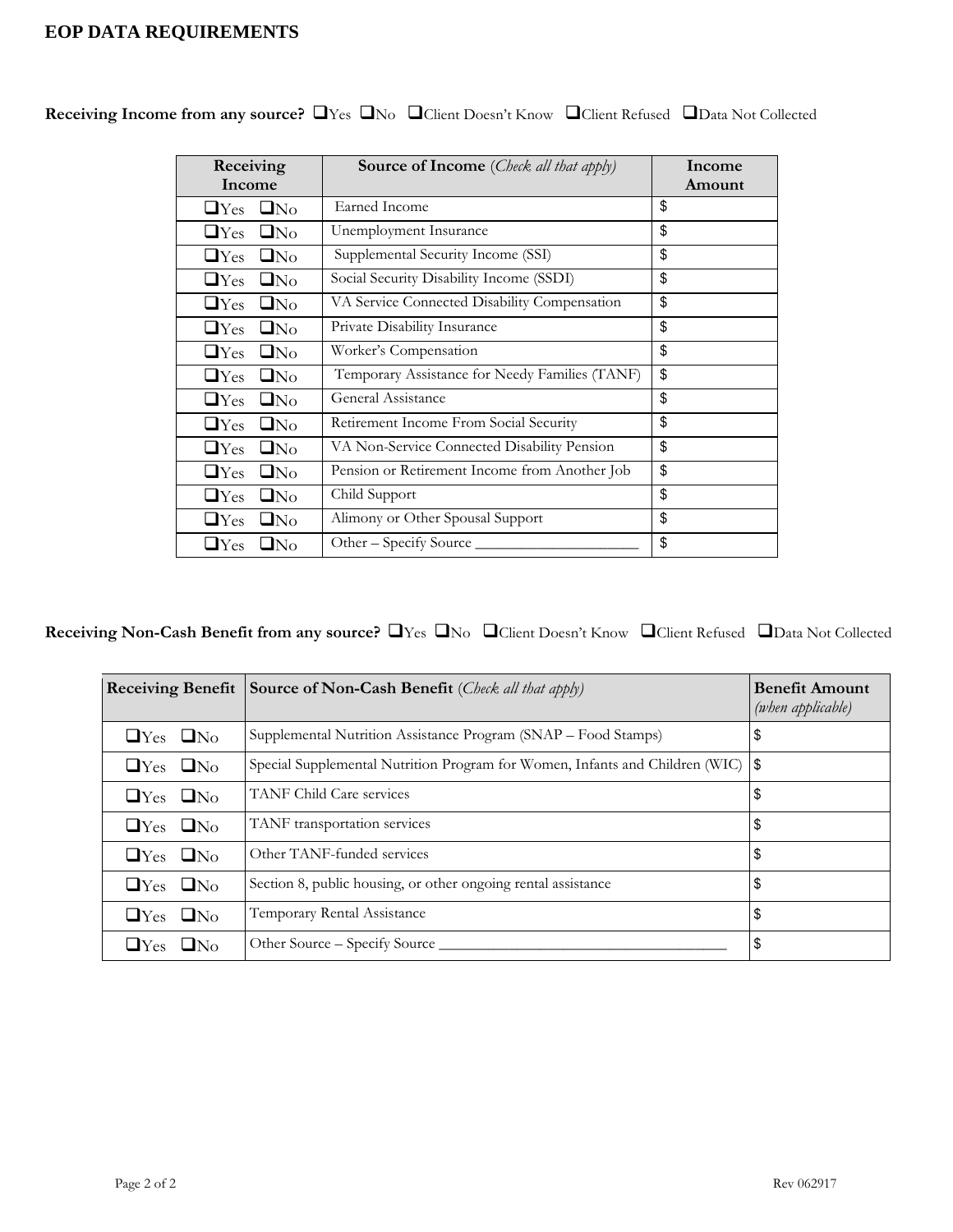# EOP DATA REQUIREMENTS

**Receiving Income from any source?** ❑Yes ❑No ❑Client Doesn't Know ❑Client Refused ❑Data Not Collected

| Receiving Income | Source of Income (*Check all that apply*) | Income Amount |
|---|---|---|
| ❑Yes ❑No | Earned Income | $ |
| ❑Yes ❑No | Unemployment Insurance | $ |
| ❑Yes ❑No | Supplemental Security Income (SSI) | $ |
| ❑Yes ❑No | Social Security Disability Income (SSDI) | $ |
| ❑Yes ❑No | VA Service Connected Disability Compensation | $ |
| ❑Yes ❑No | Private Disability Insurance | $ |
| ❑Yes ❑No | Worker's Compensation | $ |
| ❑Yes ❑No | Temporary Assistance for Needy Families (TANF) | $ |
| ❑Yes ❑No | General Assistance | $ |
| ❑Yes ❑No | Retirement Income From Social Security | $ |
| ❑Yes ❑No | VA Non-Service Connected Disability Pension | $ |
| ❑Yes ❑No | Pension or Retirement Income from Another Job | $ |
| ❑Yes ❑No | Child Support | $ |
| ❑Yes ❑No | Alimony or Other Spousal Support | $ |
| ❑Yes ❑No | Other – Specify Source ____________________ | $ |

**Receiving Non-Cash Benefit from any source?** ❑Yes ❑No ❑Client Doesn't Know ❑Client Refused ❑Data Not Collected

| Receiving Benefit | Source of Non-Cash Benefit (*Check all that apply*) | Benefit Amount (*when applicable*) |
|---|---|---|
| ❑Yes ❑No | Supplemental Nutrition Assistance Program (SNAP – Food Stamps) | $ |
| ❑Yes ❑No | Special Supplemental Nutrition Program for Women, Infants and Children (WIC) | $ |
| ❑Yes ❑No | TANF Child Care services | $ |
| ❑Yes ❑No | TANF transportation services | $ |
| ❑Yes ❑No | Other TANF-funded services | $ |
| ❑Yes ❑No | Section 8, public housing, or other ongoing rental assistance | $ |
| ❑Yes ❑No | Temporary Rental Assistance | $ |
| ❑Yes ❑No | Other Source – Specify Source ____________________________________ | $ |

Rev 062917